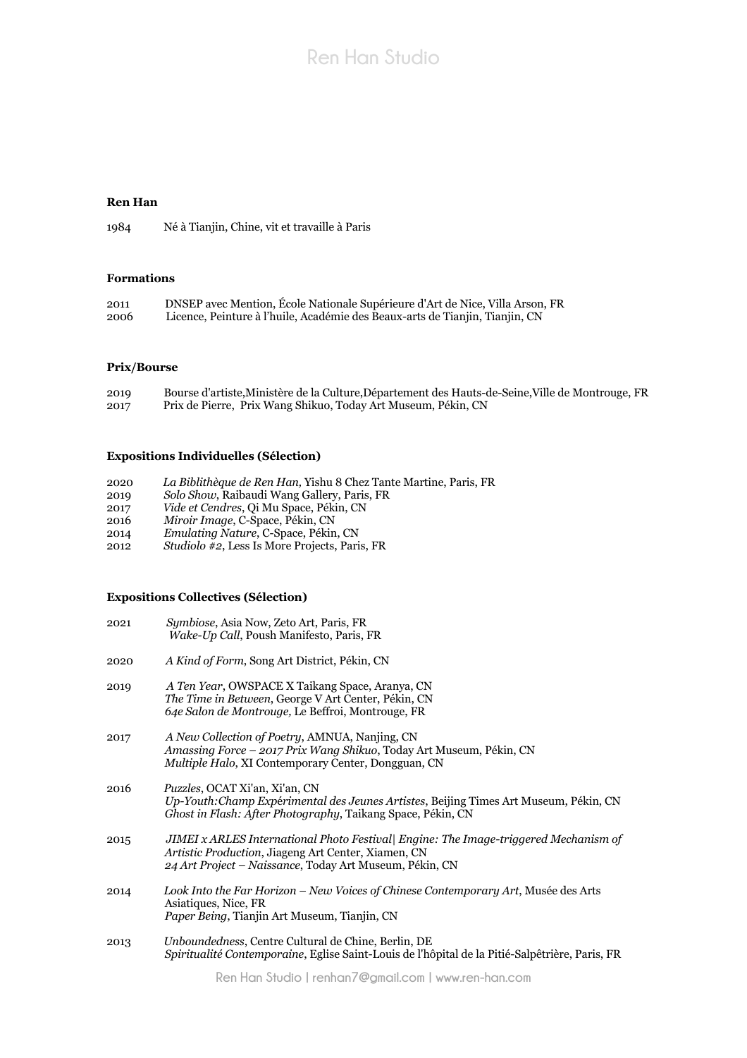**Ren Han**

1984 Né à Tianjin, Chine, vit et travaille à Paris

**Formations**

2011 DNSEP avec Mention, École Nationale Supérieure d'Art de Nice, Villa Arson, FR
2006 Licence, Peinture à l'huile, Académie des Beaux-arts de Tianjin, Tianjin, CN

**Prix/Bourse**

2019 Bourse d'artiste,Ministère de la Culture,Département des Hauts-de-Seine,Ville de Montrouge, FR
2017 Prix de Pierre, Prix Wang Shikuo, Today Art Museum, Pékin, CN

**Expositions Individuelles (Sélection)**

2020 *La Biblithèque de Ren Han,* Yishu 8 Chez Tante Martine, Paris, FR
2019 *Solo Show*, Raibaudi Wang Gallery, Paris, FR
2017 *Vide et Cendres*, Qi Mu Space, Pékin, CN
2016 *Miroir Image*, C-Space, Pékin, CN
2014 *Emulating Nature*, C-Space, Pékin, CN
2012 *Studiolo #2*, Less Is More Projects, Paris, FR

**Expositions Collectives (Sélection)**

2021 *Symbiose*, Asia Now, Zeto Art, Paris, FR
*Wake-Up Call*, Poush Manifesto, Paris, FR

2020 *A Kind of Form*, Song Art District, Pékin, CN

2019 *A Ten Year*, OWSPACE X Taikang Space, Aranya, CN
*The Time in Between*, George V Art Center, Pékin, CN
*64e Salon de Montrouge,* Le Beffroi, Montrouge, FR

2017 *A New Collection of Poetry*, AMNUA, Nanjing, CN
*Amassing Force – 2017 Prix Wang Shikuo*, Today Art Museum, Pékin, CN
*Multiple Halo*, XI Contemporary Center, Dongguan, CN

2016 *Puzzles*, OCAT Xi'an, Xi'an, CN
*Up-Youth:Champ Expérimental des Jeunes Artistes*, Beijing Times Art Museum, Pékin, CN
*Ghost in Flash: After Photography*, Taikang Space, Pékin, CN

2015 *JIMEI x ARLES International Photo Festival| Engine: The Image-triggered Mechanism of Artistic Production*, Jiageng Art Center, Xiamen, CN
*24 Art Project – Naissance*, Today Art Museum, Pékin, CN

2014 *Look Into the Far Horizon – New Voices of Chinese Contemporary Art*, Musée des Arts Asiatiques, Nice, FR
*Paper Being*, Tianjin Art Museum, Tianjin, CN

2013 *Unboundedness*, Centre Cultural de Chine, Berlin, DE
*Spiritualité Contemporaine*, Eglise Saint-Louis de l'hôpital de la Pitié-Salpêtrière, Paris, FR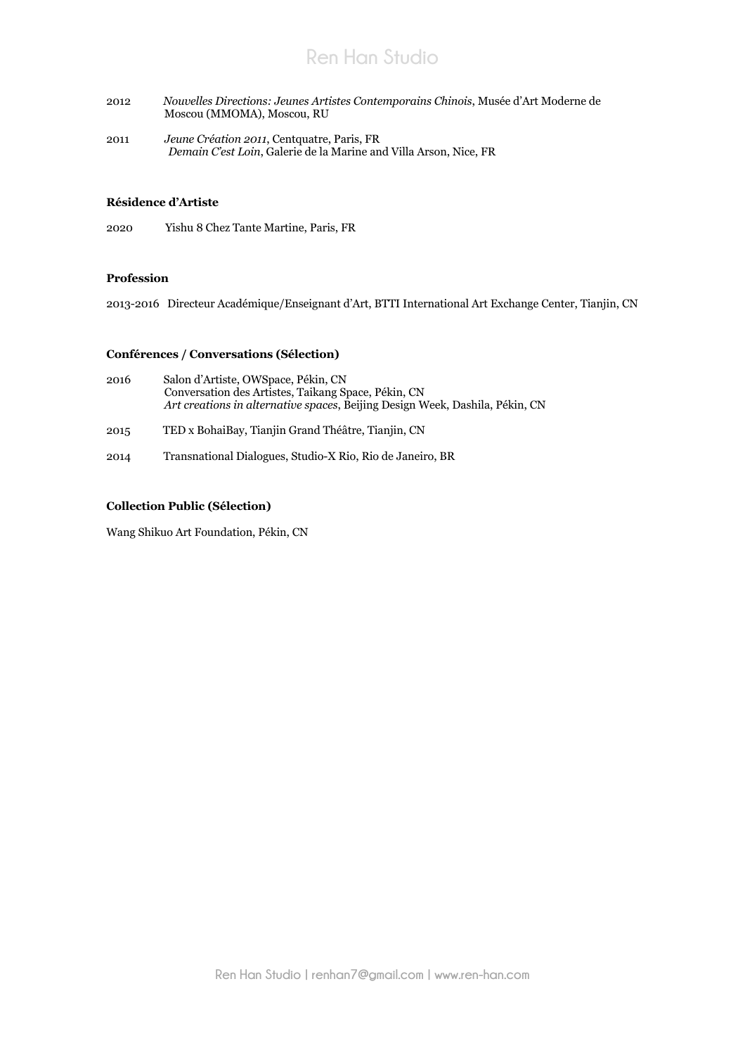2012 *Nouvelles Directions: Jeunes Artistes Contemporains Chinois*, Musée d'Art Moderne de Moscou (MMOMA), Moscou, RU

2011 *Jeune Création 2011*, Centquatre, Paris, FR
*Demain C'est Loin*, Galerie de la Marine and Villa Arson, Nice, FR

**Résidence d'Artiste**

2020 Yishu 8 Chez Tante Martine, Paris, FR

**Profession**

2013-2016 Directeur Académique/Enseignant d'Art, BTTI International Art Exchange Center, Tianjin, CN

**Conférences / Conversations (Sélection)**

2016 Salon d'Artiste, OWSpace, Pékin, CN
Conversation des Artistes, Taikang Space, Pékin, CN
*Art creations in alternative spaces*, Beijing Design Week, Dashila, Pékin, CN

2015 TED x BohaiBay, Tianjin Grand Théâtre, Tianjin, CN

2014 Transnational Dialogues, Studio-X Rio, Rio de Janeiro, BR

**Collection Public (Sélection)**

Wang Shikuo Art Foundation, Pékin, CN